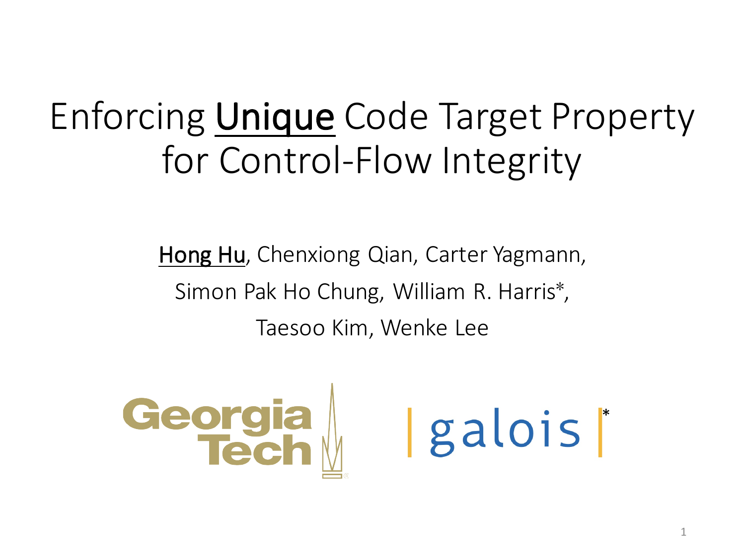# Enforcing Unique Code Target Property for Control-Flow Integrity

Hong Hu, Chenxiong Qian, Carter Yagmann,

Simon Pak Ho Chung, William R. Harris*,

Taesoo Kim, Wenke Lee

Georgia Tech

galois *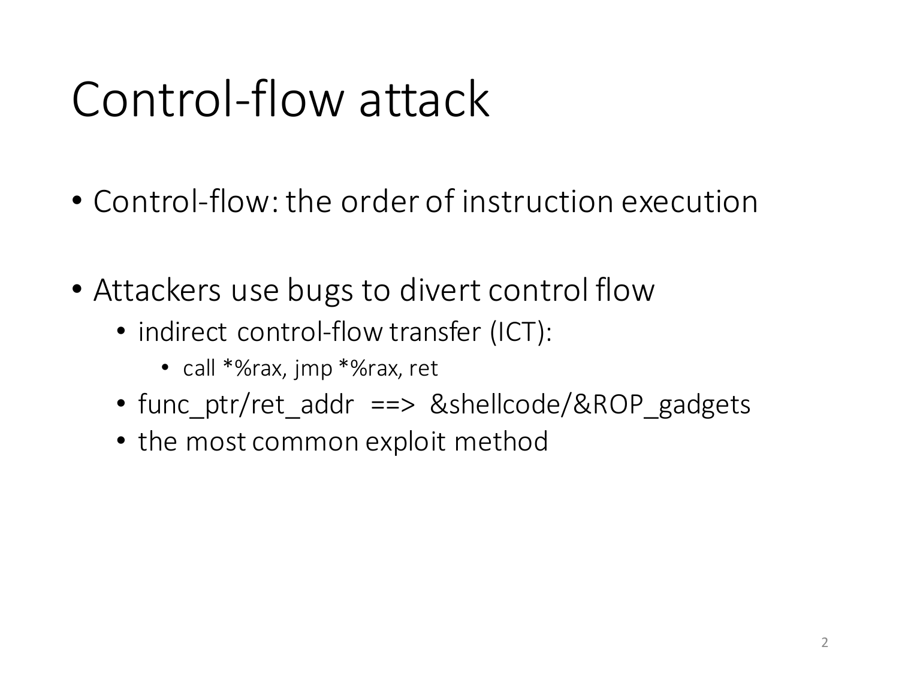# Control-flow attack

- Control-flow: the order of instruction execution

- Attackers use bugs to divert control flow
  - indirect control-flow transfer (ICT):
    - call *%rax, jmp *%rax, ret
  - func_ptr/ret_addr ==> &shellcode/&ROP_gadgets
  - the most common exploit method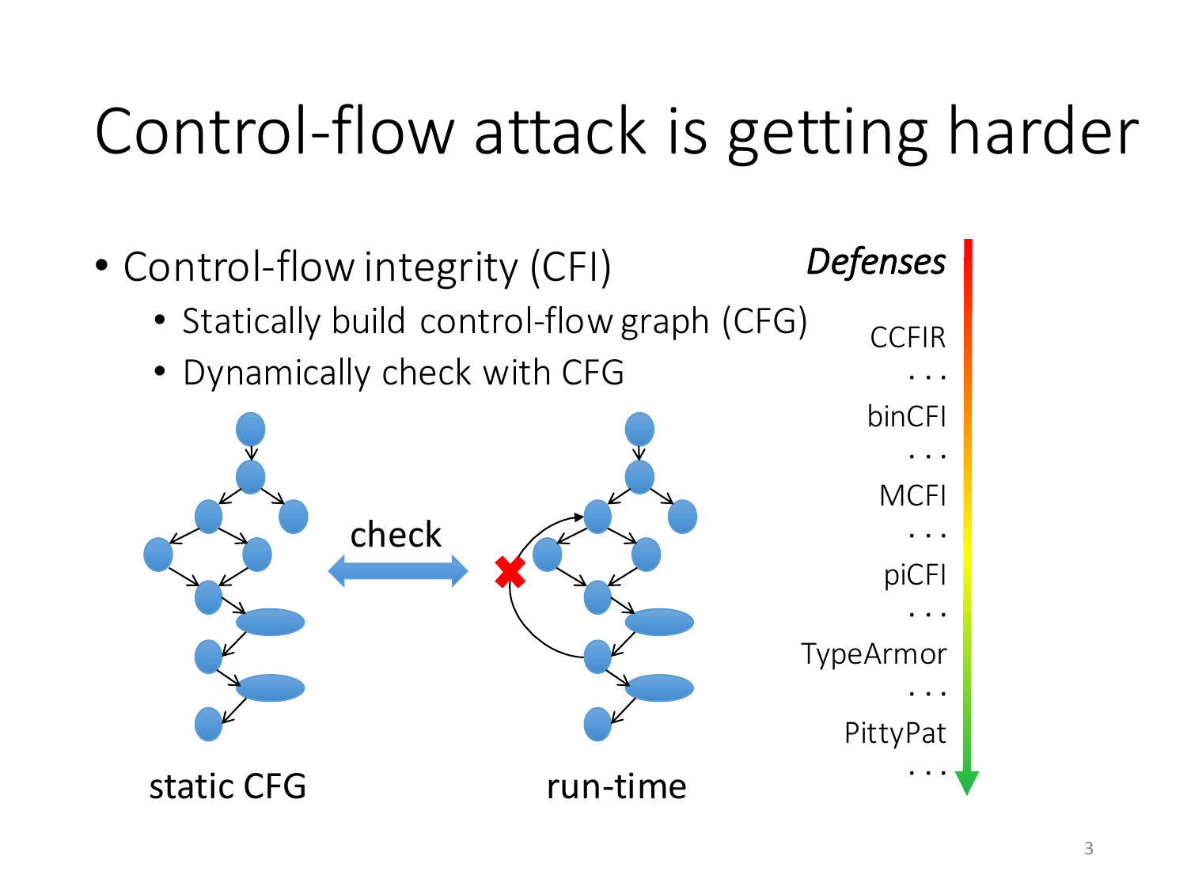# Control-flow attack is getting harder

- Control-flow integrity (CFI)
  - Statically build control-flow graph (CFG)
  - Dynamically check with CFG

check

static CFG

run-time

***Defenses***

CCFIR

. . .

binCFI

. . .

MCFI

. . .

piCFI

. . .

TypeArmor

. . .

PittyPat

. . .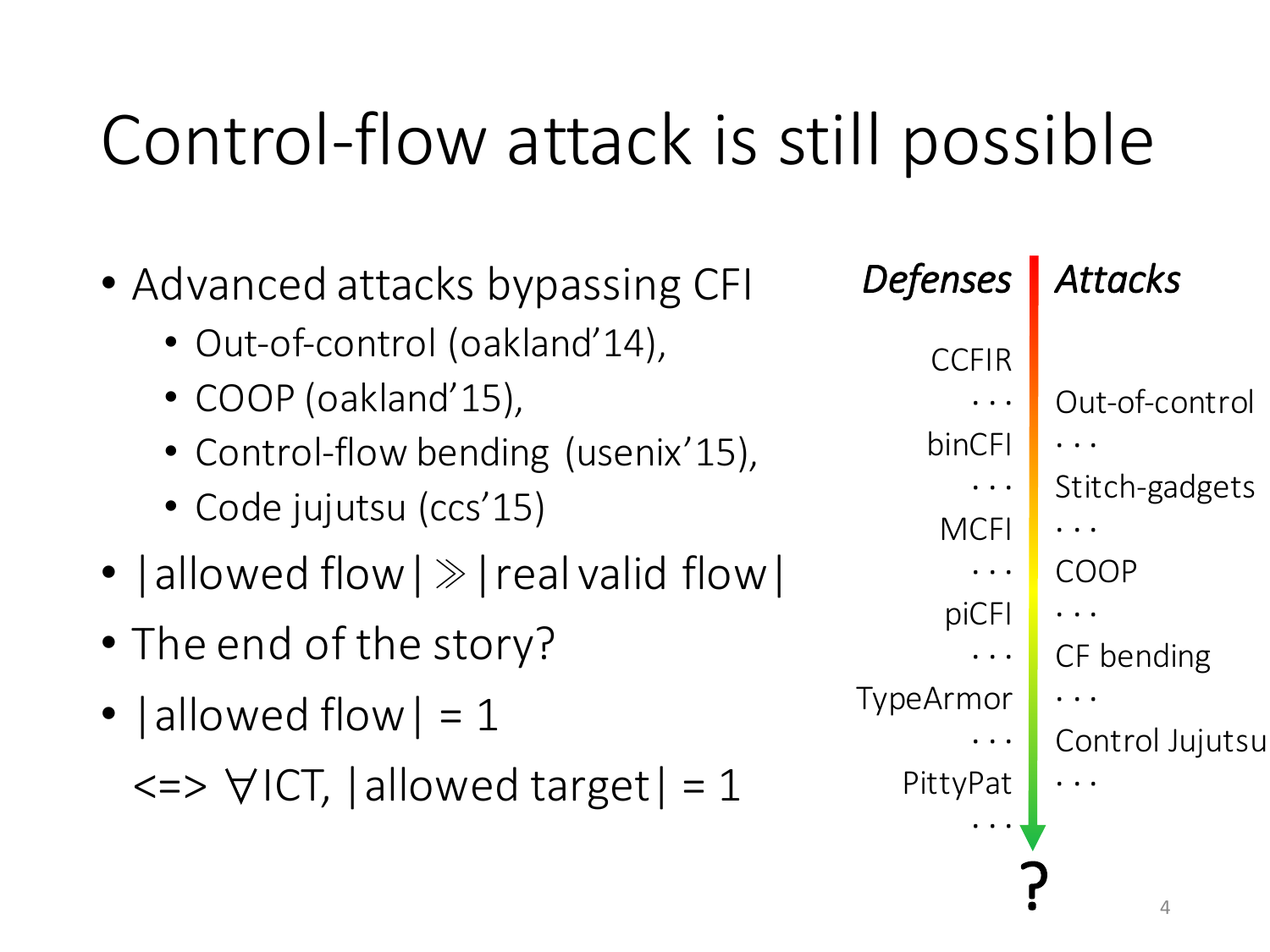# Control-flow attack is still possible

- Advanced attacks bypassing CFI
  - Out-of-control (oakland'14),
  - COOP (oakland'15),
  - Control-flow bending (usenix'15),
  - Code jujutsu (ccs'15)
- $|\text{allowed flow}| \gg |\text{real valid flow}|$
- The end of the story?
- $|\text{allowed flow}| = 1$

  $\iff \forall \text{ICT}, |\text{allowed target}| = 1$

| *Defenses* | *Attacks* |
|---|---|
| CCFIR | |
| · · · | Out-of-control |
| binCFI | · · · |
| · · · | Stitch-gadgets |
| MCFI | · · · |
| · · · | COOP |
| piCFI | · · · |
| · · · | CF bending |
| TypeArmor | · · · |
| · · · | Control Jujutsu |
| PittyPat | · · · |
| · · · | |

?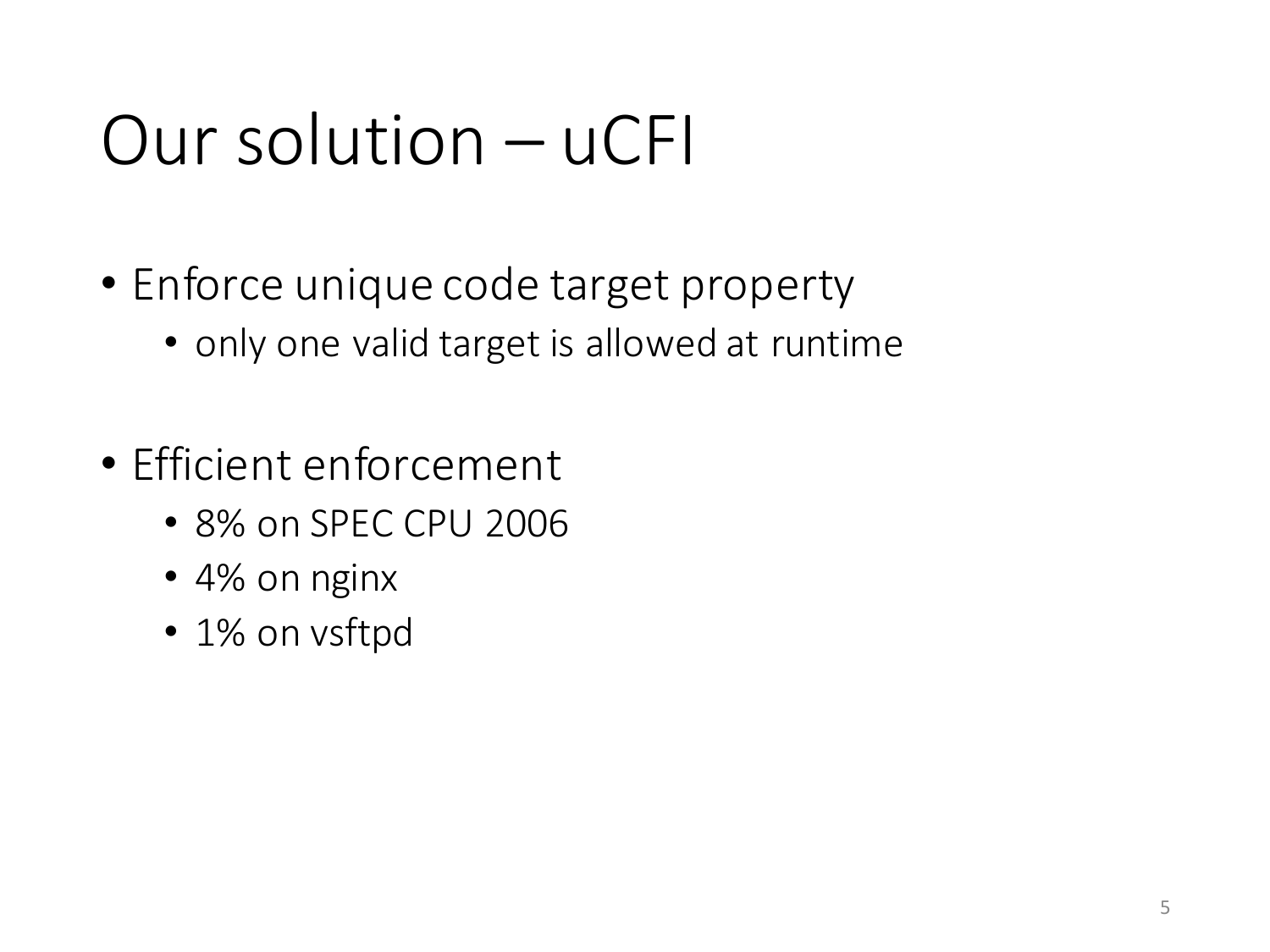# Our solution – uCFI

- Enforce unique code target property
  - only one valid target is allowed at runtime

- Efficient enforcement
  - 8% on SPEC CPU 2006
  - 4% on nginx
  - 1% on vsftpd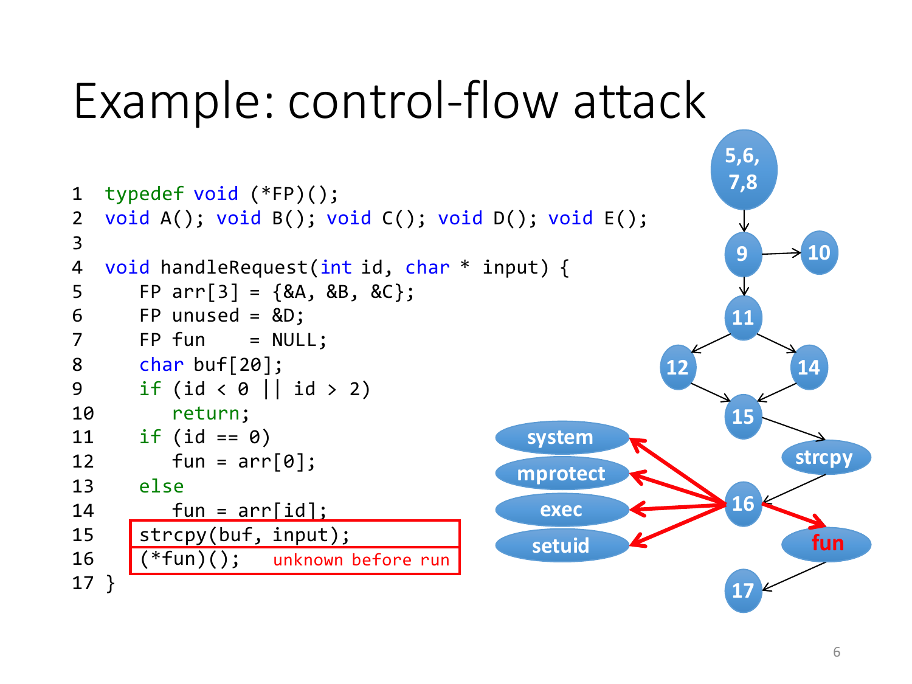# Example: control-flow attack

```
1  typedef void (*FP)();
2  void A(); void B(); void C(); void D(); void E();
3
4  void handleRequest(int id, char * input) {
5     FP arr[3] = {&A, &B, &C};
6     FP unused = &D;
7     FP fun    = NULL;
8     char buf[20];
9     if (id < 0 || id > 2)
10       return;
11    if (id == 0)
12       fun = arr[0];
13    else
14       fun = arr[id];
15    strcpy(buf, input);
16    (*fun)();   unknown before run
17 }
```

Control-flow graph nodes: 5,6,7,8 → 9 → 10; 9 → 11 → 12, 14 → 15 → strcpy → 16 → fun → 17; 16 → system, mprotect, exec, setuid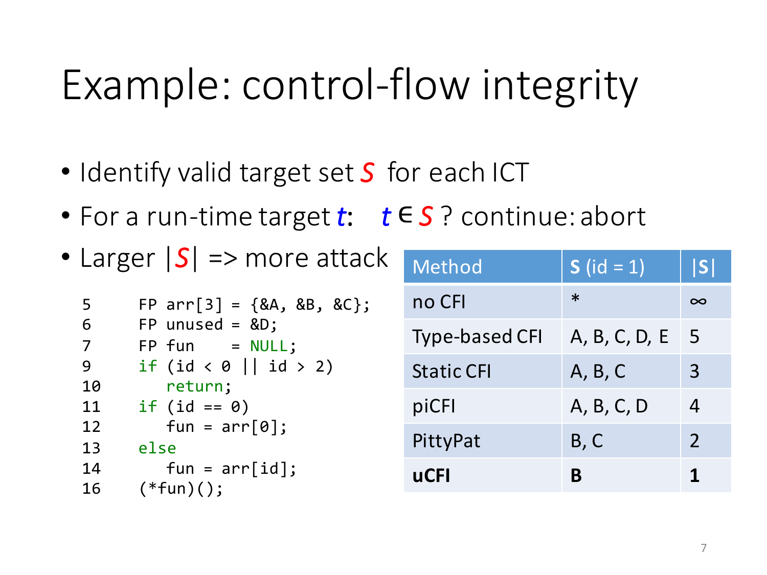# Example: control-flow integrity

- Identify valid target set *S* for each ICT
- For a run-time target *t*: *t* ∈ *S* ? continue: abort
- Larger |*S*| => more attack

```
5       FP arr[3] = {&A, &B, &C};
6       FP unused = &D;
7       FP fun    = NULL;
9       if (id < 0 || id > 2)
10          return;
11      if (id == 0)
12          fun = arr[0];
13      else
14          fun = arr[id];
16      (*fun)();
```

| Method | **S** (id = 1) | \|S\| |
|---|---|---|
| no CFI | * | ∞ |
| Type-based CFI | A, B, C, D, E | 5 |
| Static CFI | A, B, C | 3 |
| piCFI | A, B, C, D | 4 |
| PittyPat | B, C | 2 |
| **uCFI** | **B** | **1** |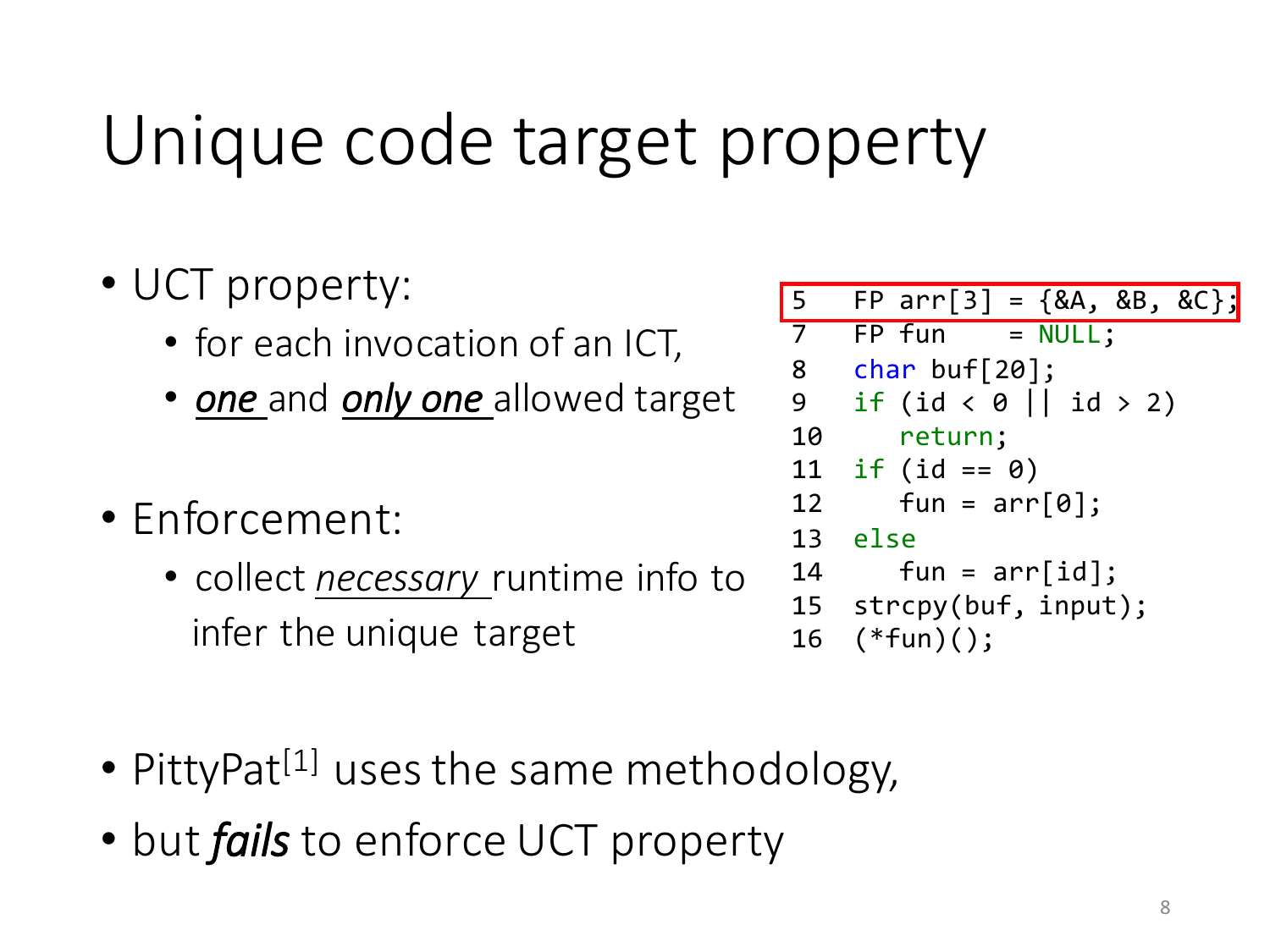# Unique code target property

- UCT property:
  - for each invocation of an ICT,
  - *one* and *only one* allowed target

- Enforcement:
  - collect *necessary* runtime info to infer the unique target

```
5   FP arr[3] = {&A, &B, &C};
7   FP fun    = NULL;
8   char buf[20];
9   if (id < 0 || id > 2)
10     return;
11  if (id == 0)
12     fun = arr[0];
13  else
14     fun = arr[id];
15  strcpy(buf, input);
16  (*fun)();
```

- PittyPat[1] uses the same methodology,
- but ***fails*** to enforce UCT property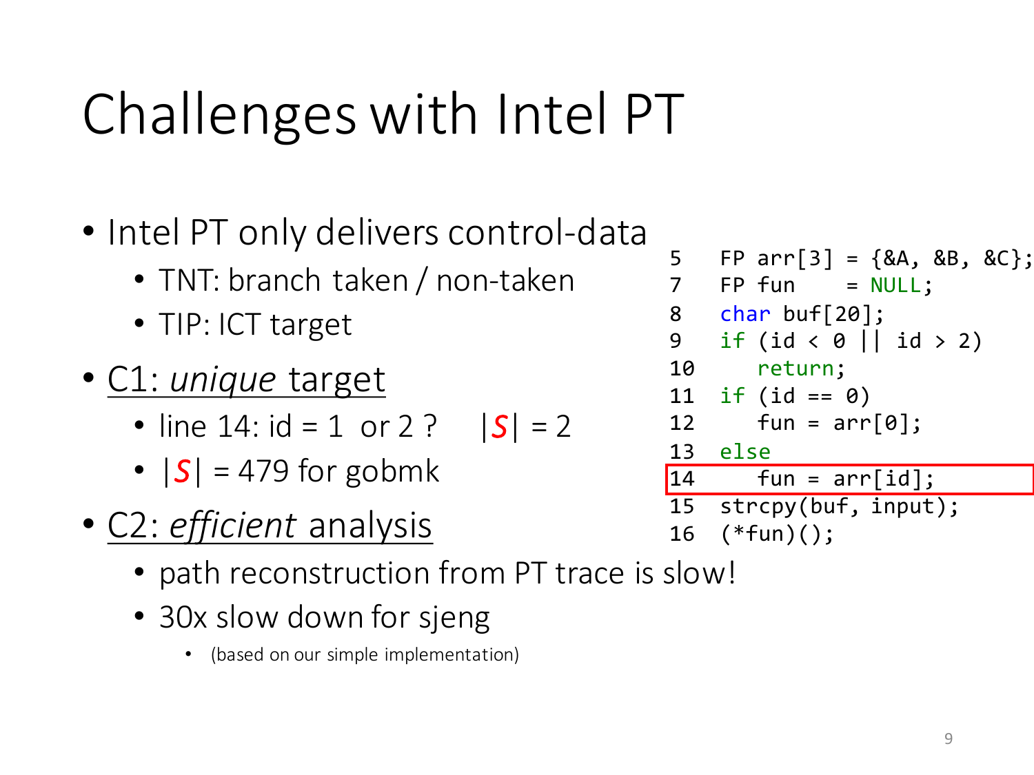# Challenges with Intel PT

- Intel PT only delivers control-data
  - TNT: branch taken / non-taken
  - TIP: ICT target
- <u>C1: *unique* target</u>
  - line 14: id = 1 or 2 ? |*S*| = 2
  - |*S*| = 479 for gobmk
- <u>C2: *efficient* analysis</u>
  - path reconstruction from PT trace is slow!
  - 30x slow down for sjeng
    - (based on our simple implementation)

```
5   FP arr[3] = {&A, &B, &C};
7   FP fun    = NULL;
8   char buf[20];
9   if (id < 0 || id > 2)
10      return;
11  if (id == 0)
12      fun = arr[0];
13  else
14      fun = arr[id];
15  strcpy(buf, input);
16  (*fun)();
```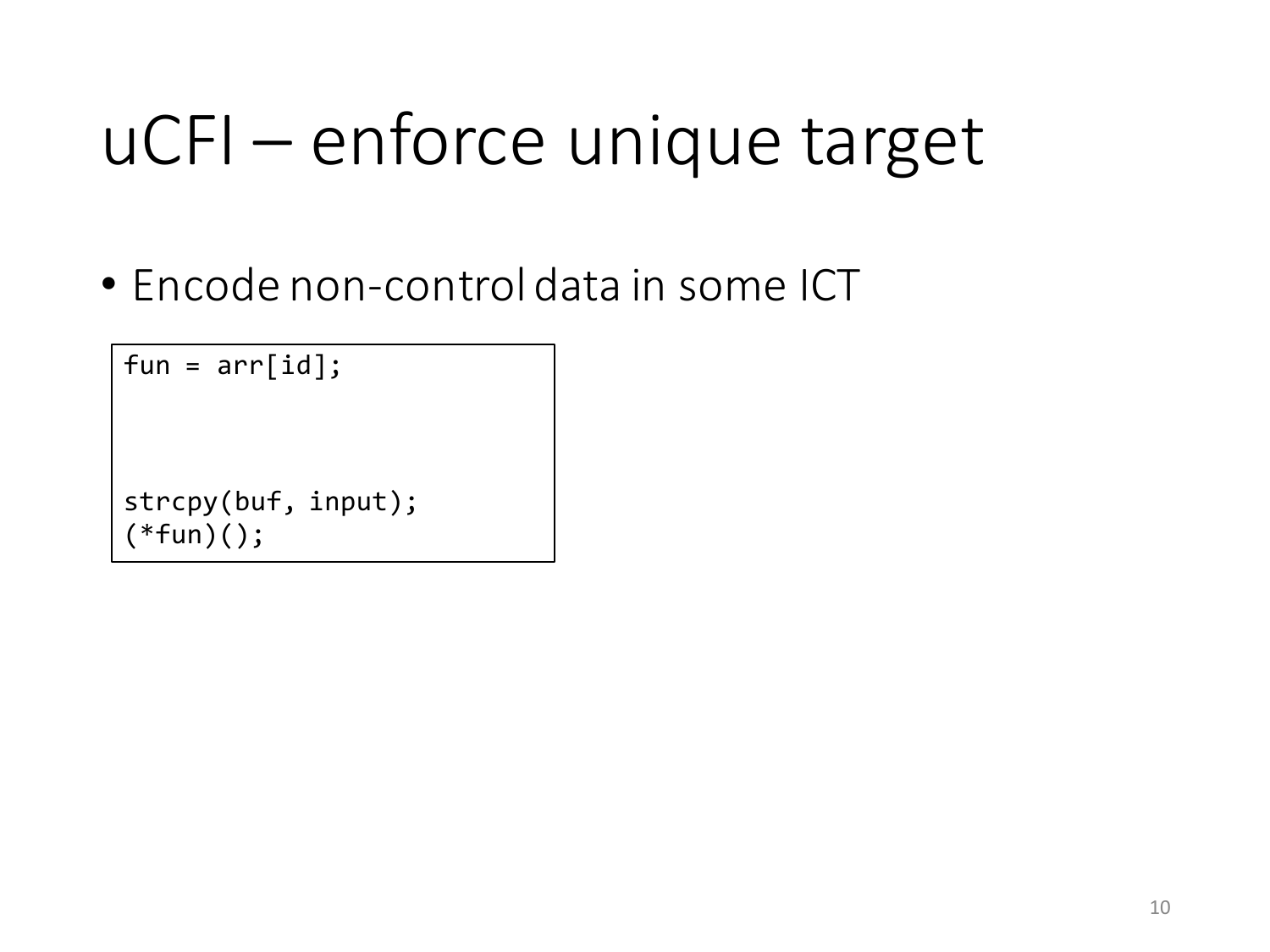# uCFI – enforce unique target

- Encode non-control data in some ICT

```
fun = arr[id];



strcpy(buf, input);
(*fun)();
```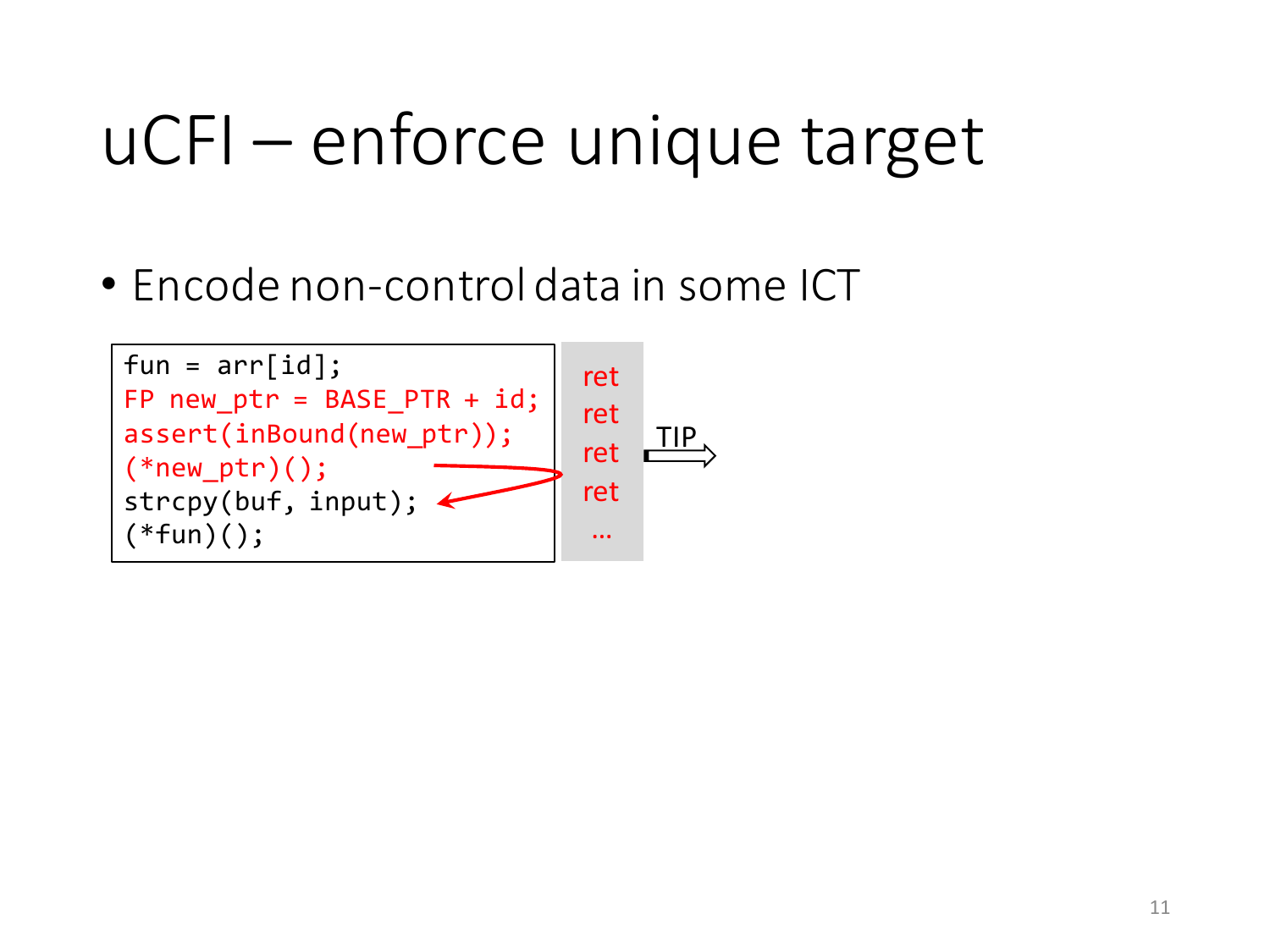# uCFI – enforce unique target

- Encode non-control data in some ICT

```
fun = arr[id];
FP new_ptr = BASE_PTR + id;
assert(inBound(new_ptr));
(*new_ptr)();
strcpy(buf, input);
(*fun)();
```

ret
ret
ret
ret
…

TIP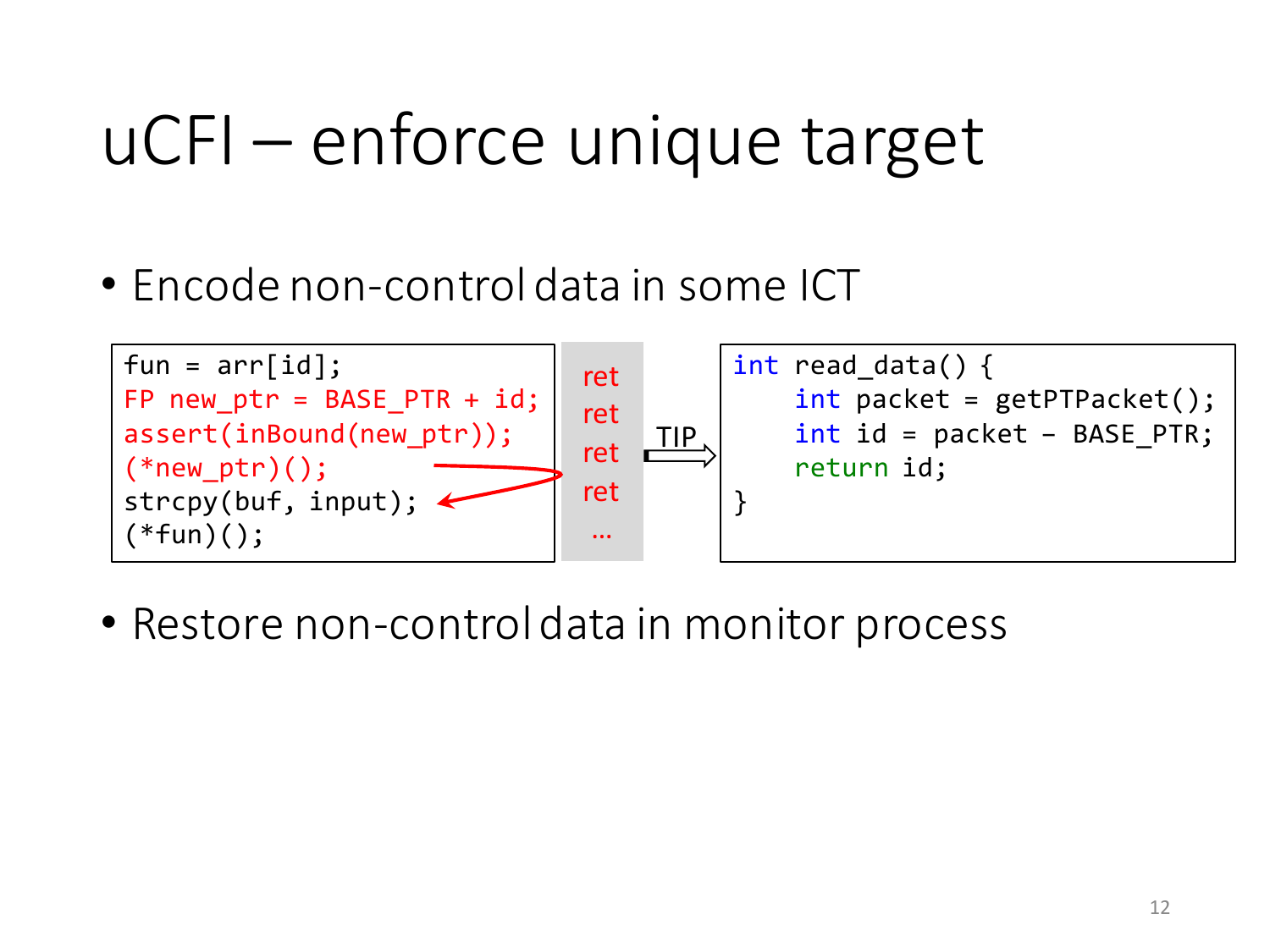# uCFI – enforce unique target

- Encode non-control data in some ICT

```
fun = arr[id];
FP new_ptr = BASE_PTR + id;
assert(inBound(new_ptr));
(*new_ptr)();
strcpy(buf, input);
(*fun)();
```

ret
ret
ret
ret
…

TIP

```
int read_data() {
    int packet = getPTPacket();
    int id = packet – BASE_PTR;
    return id;
}
```

- Restore non-control data in monitor process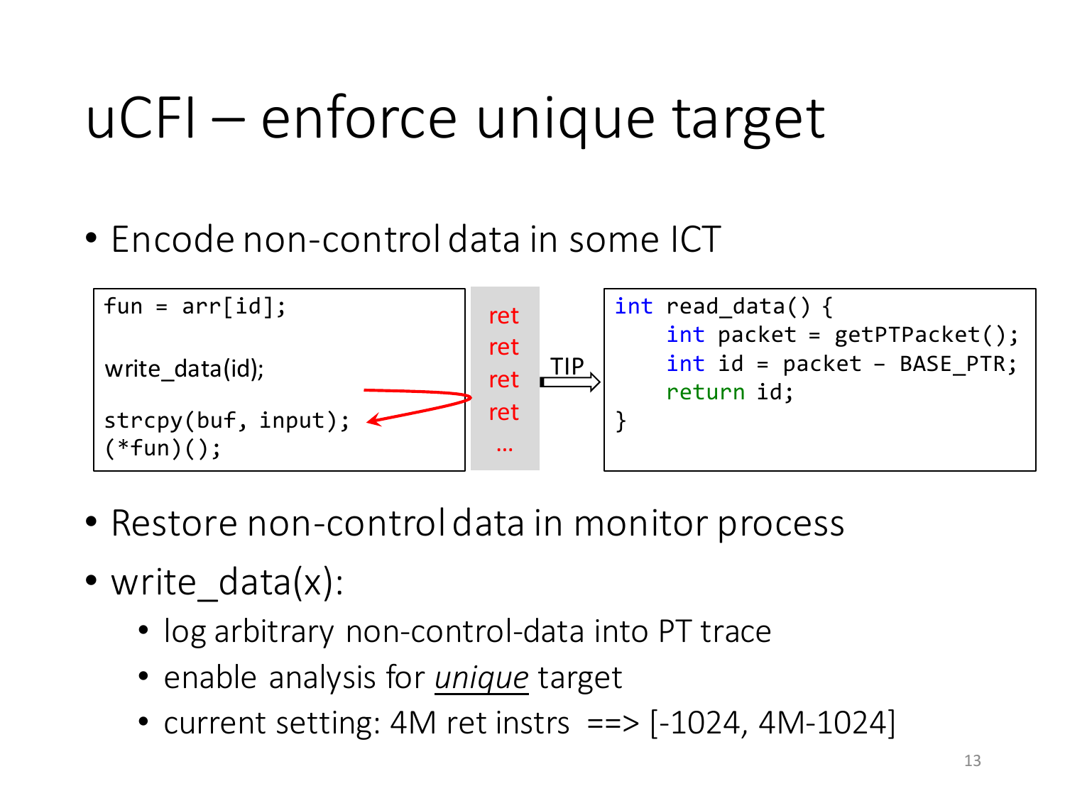# uCFI – enforce unique target

- Encode non-control data in some ICT

```
fun = arr[id];

write_data(id);

strcpy(buf, input);
(*fun)();
```

```
ret
ret
ret
ret
…
```

TIP

```
int read_data() {
    int packet = getPTPacket();
    int id = packet – BASE_PTR;
    return id;
}
```

- Restore non-control data in monitor process
- write_data(x):
  - log arbitrary non-control-data into PT trace
  - enable analysis for *unique* target
  - current setting: 4M ret instrs ==> [-1024, 4M-1024]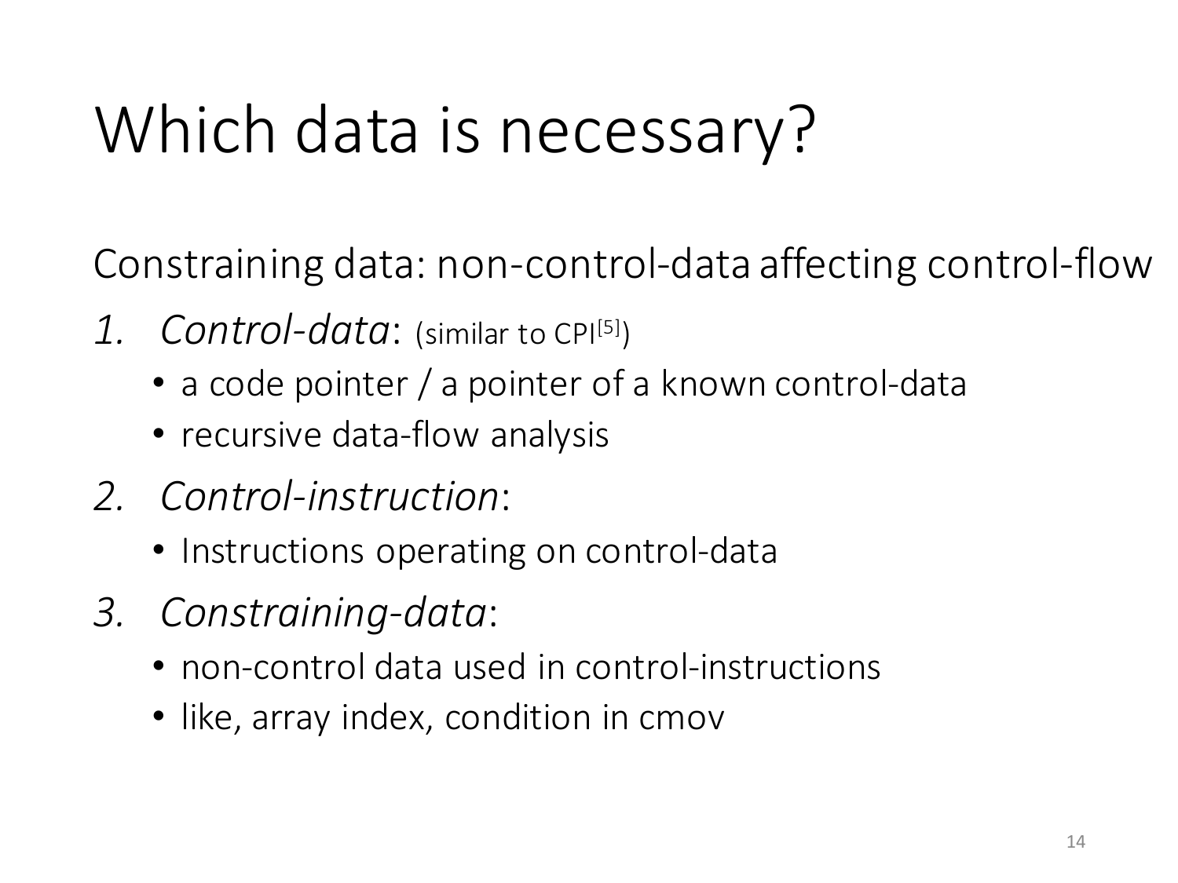# Which data is necessary?

Constraining data: non-control-data affecting control-flow

1. *Control-data*: (similar to CPI[5])
   - a code pointer / a pointer of a known control-data
   - recursive data-flow analysis
2. *Control-instruction*:
   - Instructions operating on control-data
3. *Constraining-data*:
   - non-control data used in control-instructions
   - like, array index, condition in cmov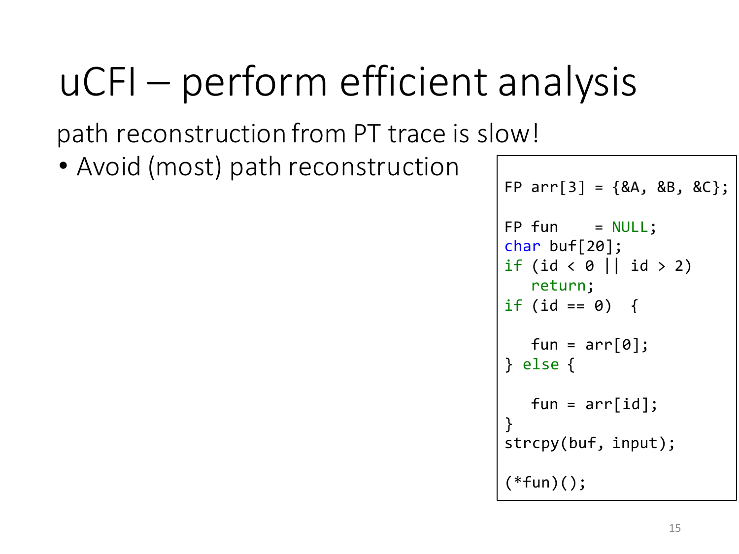# uCFI – perform efficient analysis

path reconstruction from PT trace is slow!

- Avoid (most) path reconstruction

```
FP arr[3] = {&A, &B, &C};

FP fun    = NULL;
char buf[20];
if (id < 0 || id > 2)
   return;
if (id == 0)  {

   fun = arr[0];
} else {

   fun = arr[id];
}
strcpy(buf, input);

(*fun)();
```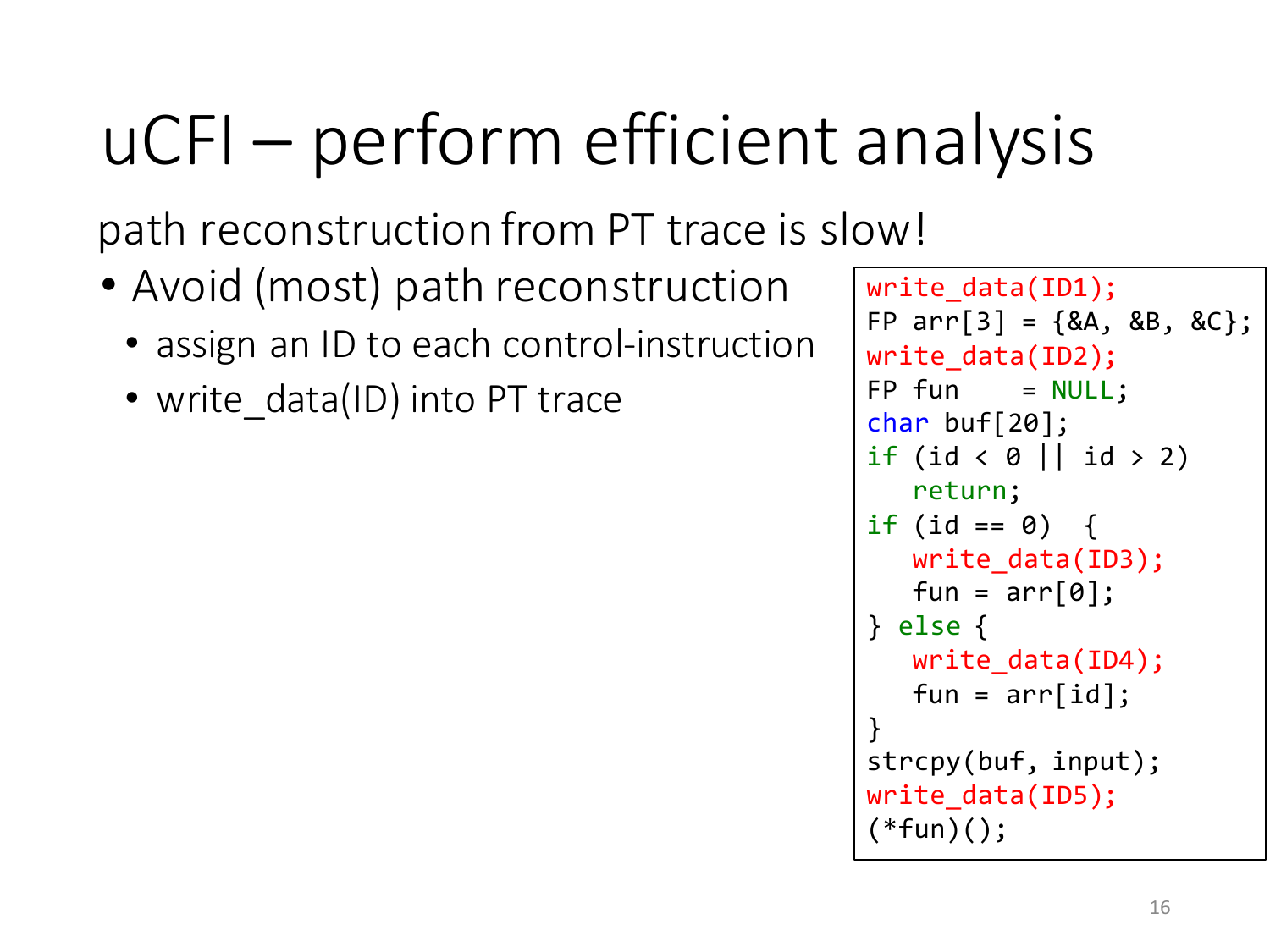# uCFI – perform efficient analysis

path reconstruction from PT trace is slow!

- Avoid (most) path reconstruction
  - assign an ID to each control-instruction
  - write_data(ID) into PT trace

```
write_data(ID1);
FP arr[3] = {&A, &B, &C};
write_data(ID2);
FP fun    = NULL;
char buf[20];
if (id < 0 || id > 2)
   return;
if (id == 0)  {
   write_data(ID3);
   fun = arr[0];
} else {
   write_data(ID4);
   fun = arr[id];
}
strcpy(buf, input);
write_data(ID5);
(*fun)();
```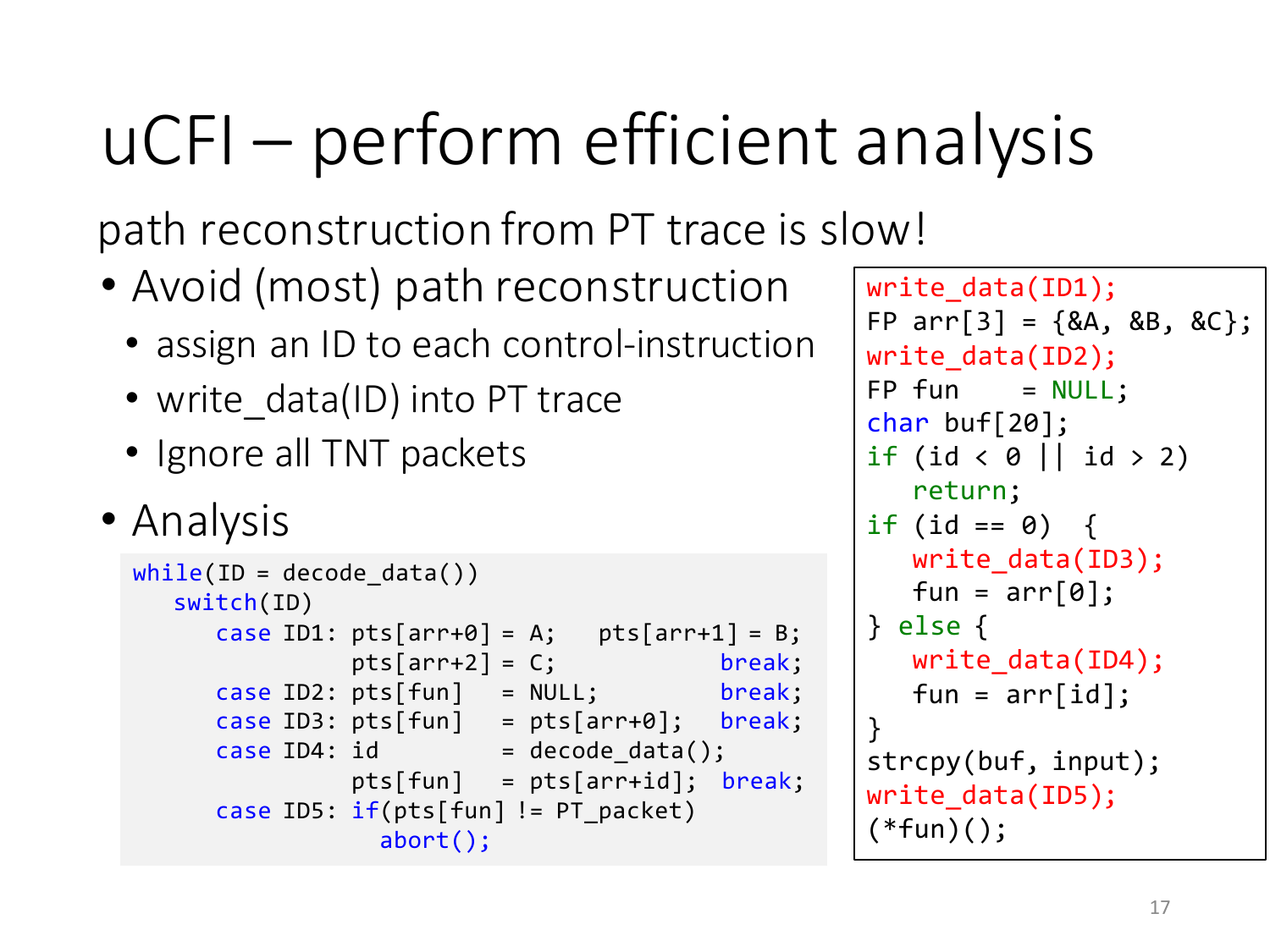# uCFI – perform efficient analysis

path reconstruction from PT trace is slow!

- Avoid (most) path reconstruction
  - assign an ID to each control-instruction
  - write_data(ID) into PT trace
  - Ignore all TNT packets
- Analysis

```
while(ID = decode_data())
   switch(ID)
      case ID1: pts[arr+0] = A;   pts[arr+1] = B;
                pts[arr+2] = C;             break;
      case ID2: pts[fun]   = NULL;          break;
      case ID3: pts[fun]   = pts[arr+0];    break;
      case ID4: id         = decode_data();
                pts[fun]   = pts[arr+id];  break;
      case ID5: if(pts[fun] != PT_packet)
                   abort();
```

```
write_data(ID1);
FP arr[3] = {&A, &B, &C};
write_data(ID2);
FP fun    = NULL;
char buf[20];
if (id < 0 || id > 2)
   return;
if (id == 0)  {
   write_data(ID3);
   fun = arr[0];
} else {
   write_data(ID4);
   fun = arr[id];
}
strcpy(buf, input);
write_data(ID5);
(*fun)();
```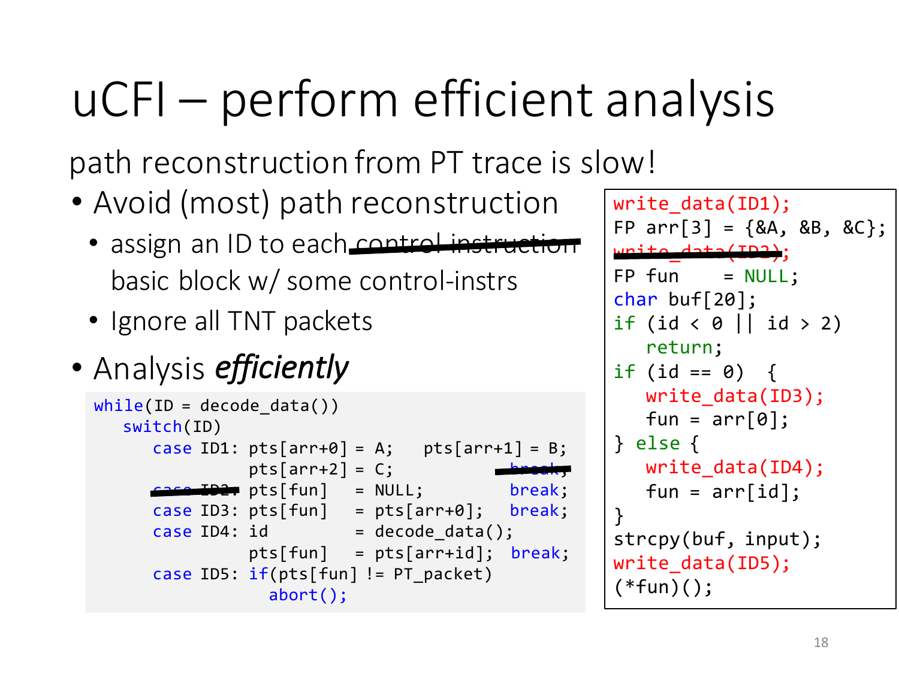# uCFI – perform efficient analysis

path reconstruction from PT trace is slow!

- Avoid (most) path reconstruction
  - assign an ID to each ~~control instruction~~ basic block w/ some control-instrs
  - Ignore all TNT packets
- Analysis ***efficiently***

```
while(ID = decode_data())
   switch(ID)
      case ID1: pts[arr+0] = A;   pts[arr+1] = B;
                pts[arr+2] = C;            ~~break;~~
      ~~case ID2:~~ pts[fun]   = NULL;          break;
      case ID3: pts[fun]   = pts[arr+0];   break;
      case ID4: id         = decode_data();
                pts[fun]   = pts[arr+id];  break;
      case ID5: if(pts[fun] != PT_packet)
                   abort();
```

```
write_data(ID1);
FP arr[3] = {&A, &B, &C};
~~write_data(ID2);~~
FP fun    = NULL;
char buf[20];
if (id < 0 || id > 2)
   return;
if (id == 0)  {
   write_data(ID3);
   fun = arr[0];
} else {
   write_data(ID4);
   fun = arr[id];
}
strcpy(buf, input);
write_data(ID5);
(*fun)();
```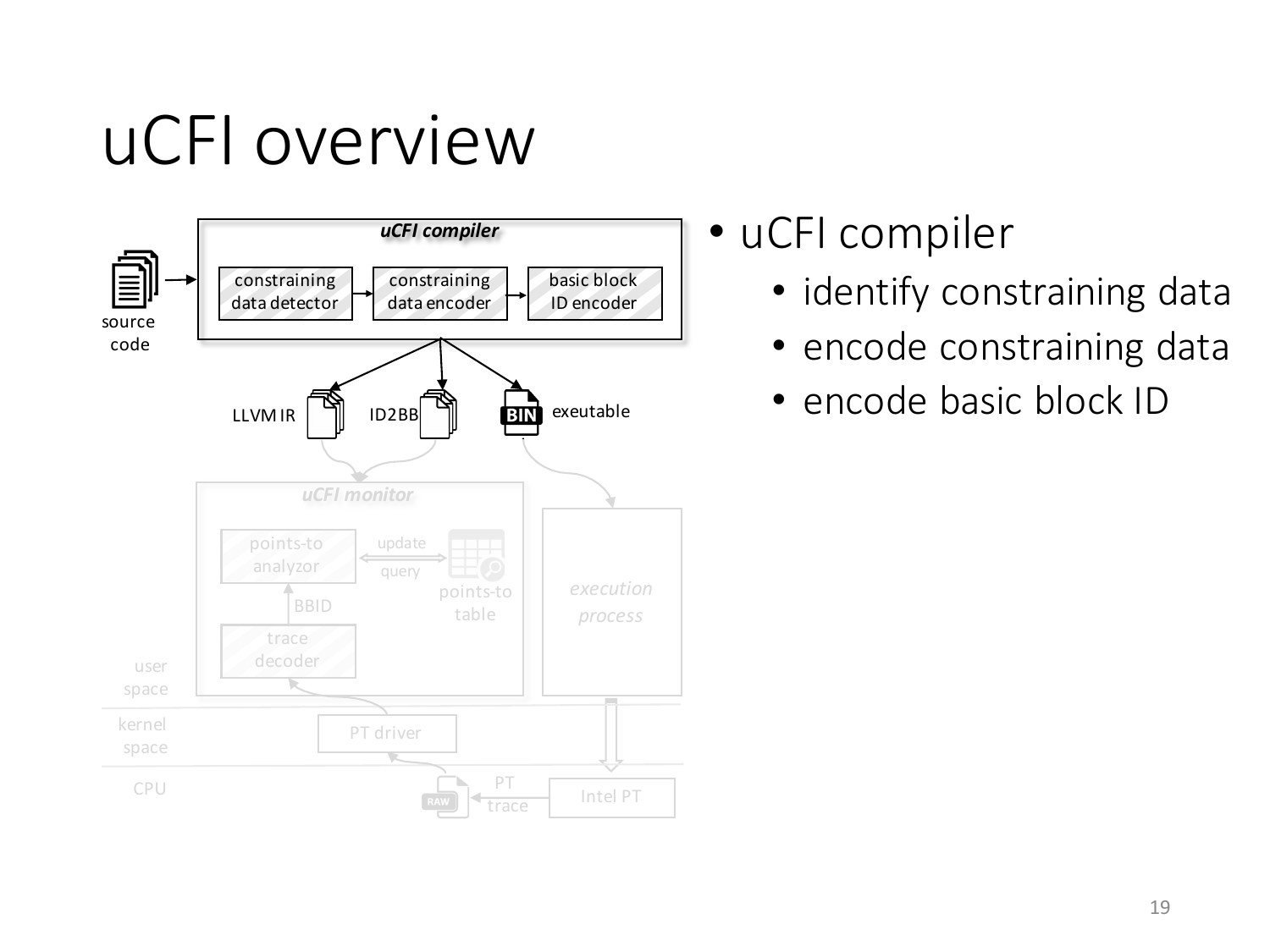# uCFI overview

- uCFI compiler
  - identify constraining data
  - encode constraining data
  - encode basic block ID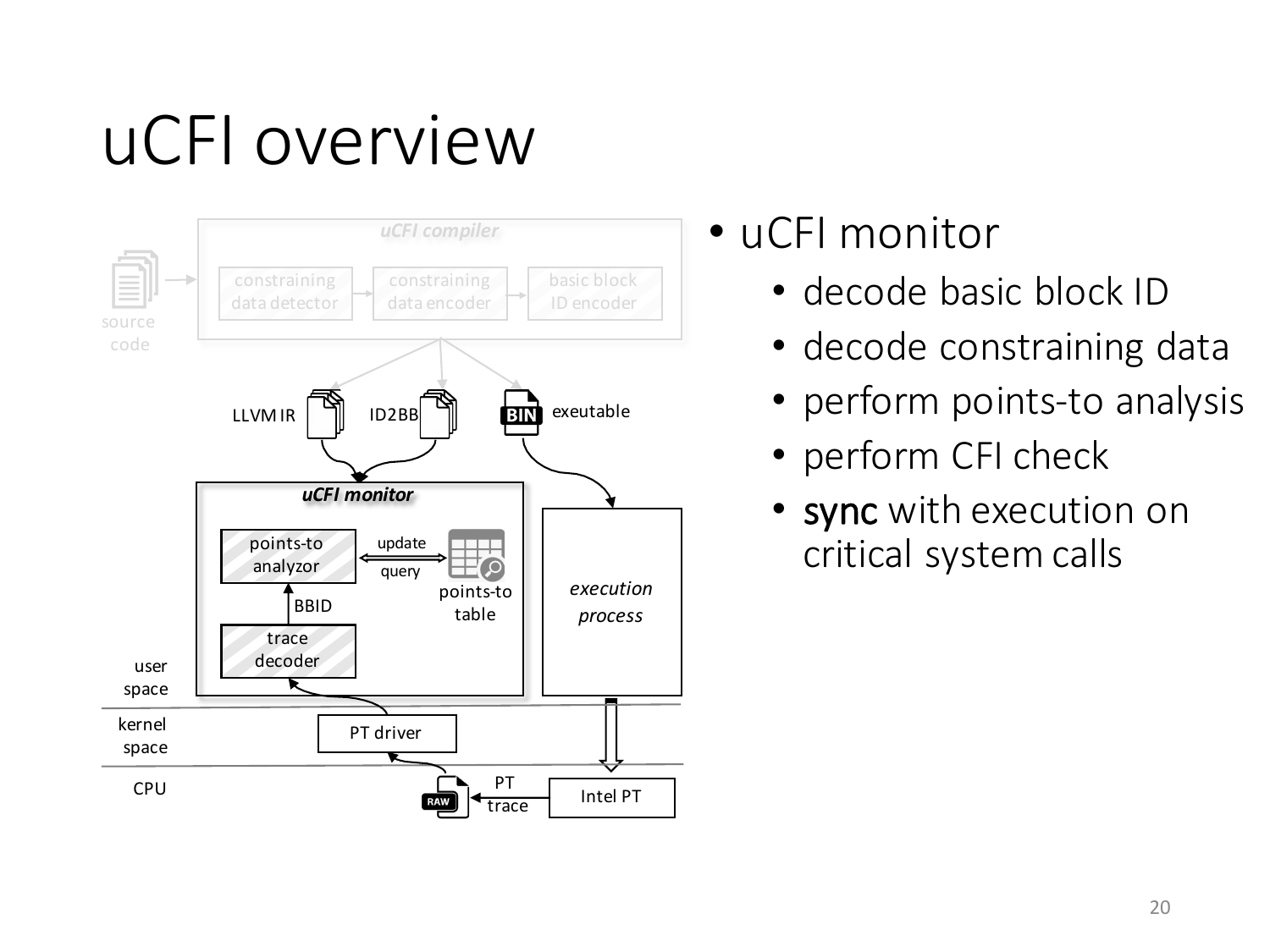# uCFI overview

- uCFI monitor
  - decode basic block ID
  - decode constraining data
  - perform points-to analysis
  - perform CFI check
  - **sync** with execution on critical system calls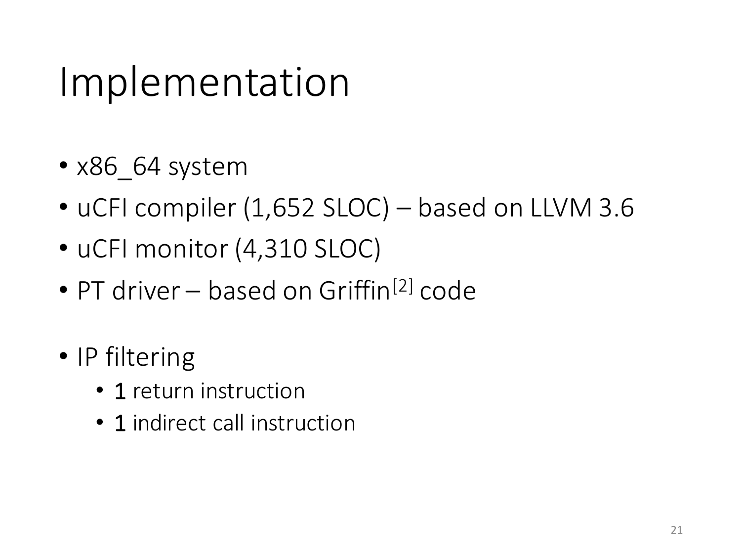# Implementation

- x86_64 system
- uCFI compiler (1,652 SLOC) – based on LLVM 3.6
- uCFI monitor (4,310 SLOC)
- PT driver – based on Griffin[2] code

- IP filtering
  - 1 return instruction
  - 1 indirect call instruction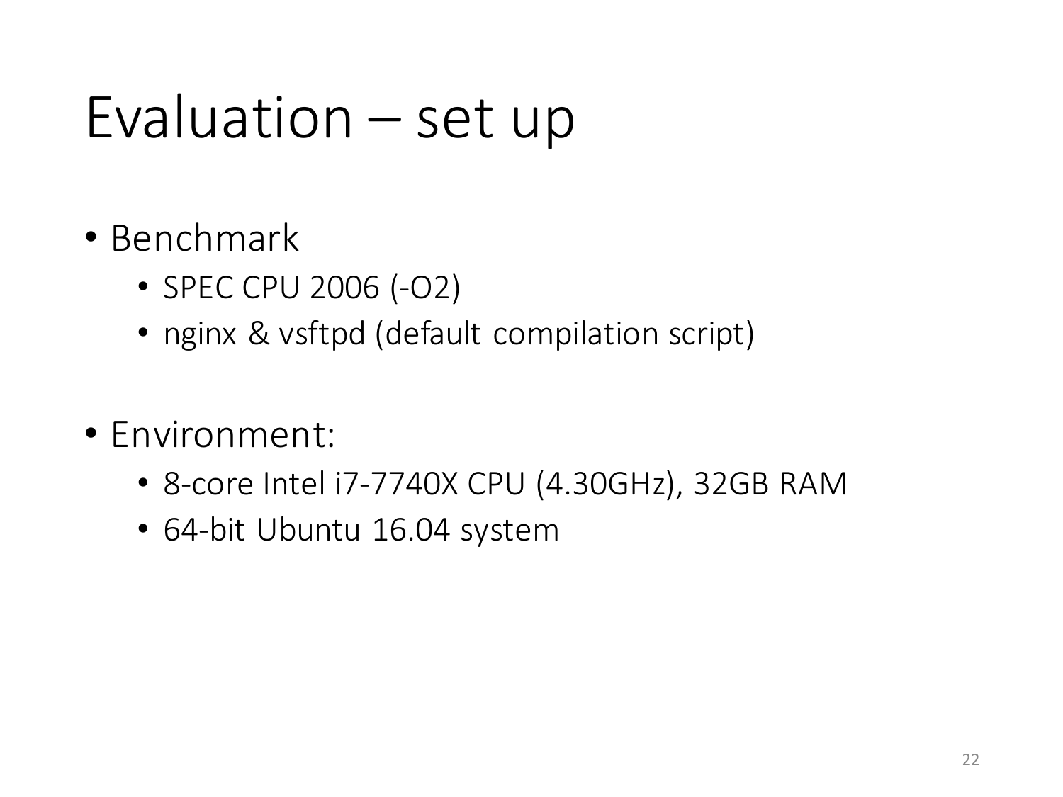# Evaluation – set up

- Benchmark
  - SPEC CPU 2006 (-O2)
  - nginx & vsftpd (default compilation script)

- Environment:
  - 8-core Intel i7-7740X CPU (4.30GHz), 32GB RAM
  - 64-bit Ubuntu 16.04 system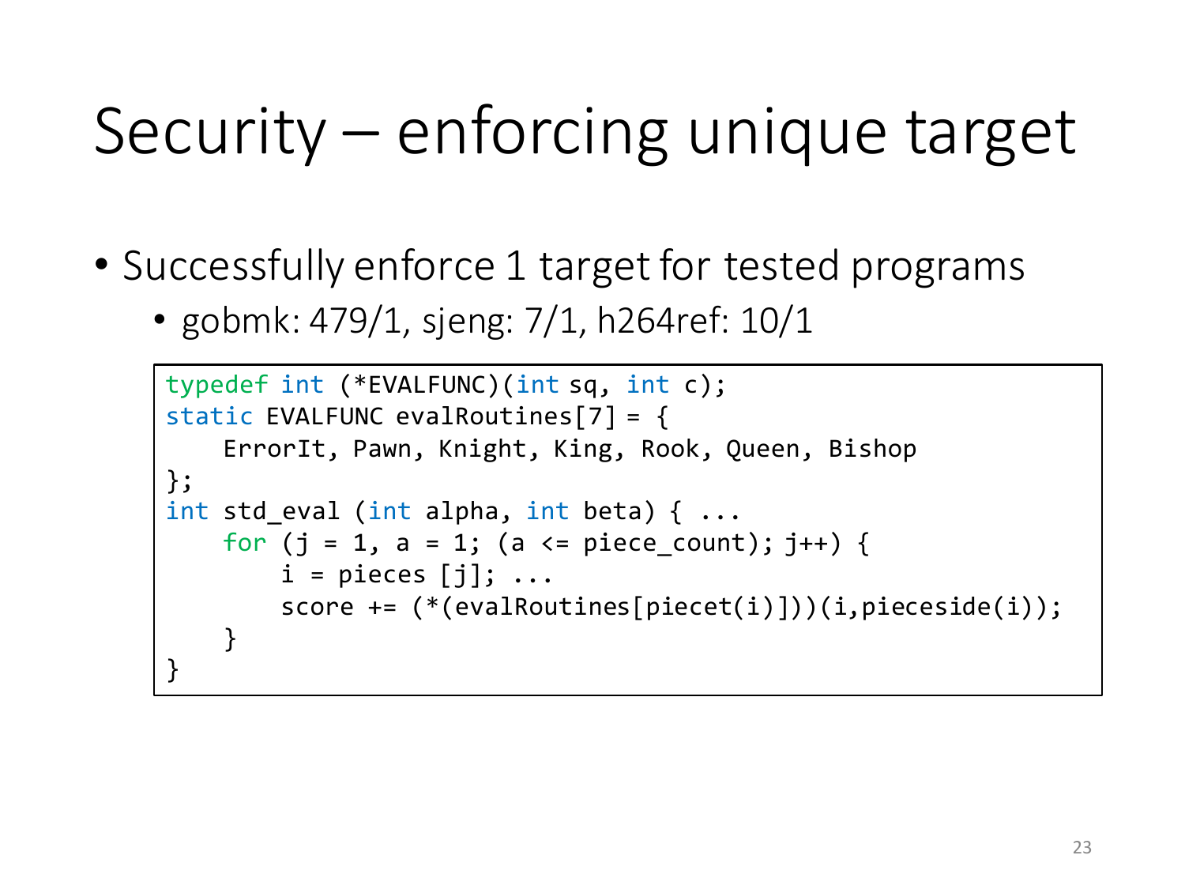# Security – enforcing unique target

- Successfully enforce 1 target for tested programs
  - gobmk: 479/1, sjeng: 7/1, h264ref: 10/1

```
typedef int (*EVALFUNC)(int sq, int c);
static EVALFUNC evalRoutines[7] = {
    ErrorIt, Pawn, Knight, King, Rook, Queen, Bishop
};
int std_eval (int alpha, int beta) { ...
    for (j = 1, a = 1; (a <= piece_count); j++) {
        i = pieces [j]; ...
        score += (*(evalRoutines[piecet(i)]))(i,pieceside(i));
    }
}
```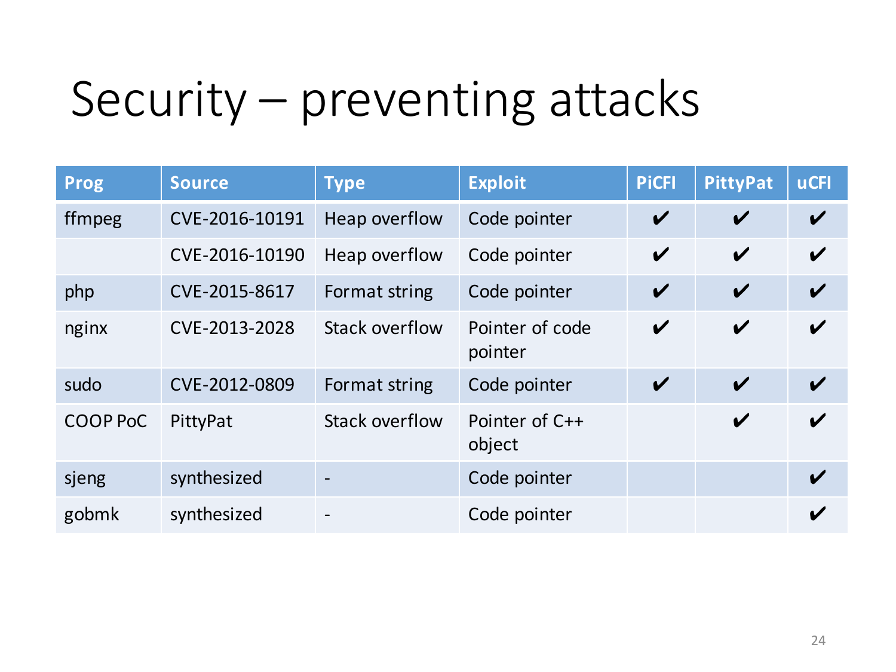# Security – preventing attacks

| Prog | Source | Type | Exploit | PiCFI | PittyPat | uCFI |
|---|---|---|---|---|---|---|
| ffmpeg | CVE-2016-10191 | Heap overflow | Code pointer | ✔ | ✔ | ✔ |
| | CVE-2016-10190 | Heap overflow | Code pointer | ✔ | ✔ | ✔ |
| php | CVE-2015-8617 | Format string | Code pointer | ✔ | ✔ | ✔ |
| nginx | CVE-2013-2028 | Stack overflow | Pointer of code pointer | ✔ | ✔ | ✔ |
| sudo | CVE-2012-0809 | Format string | Code pointer | ✔ | ✔ | ✔ |
| COOP PoC | PittyPat | Stack overflow | Pointer of C++ object | | ✔ | ✔ |
| sjeng | synthesized | - | Code pointer | | | ✔ |
| gobmk | synthesized | - | Code pointer | | | ✔ |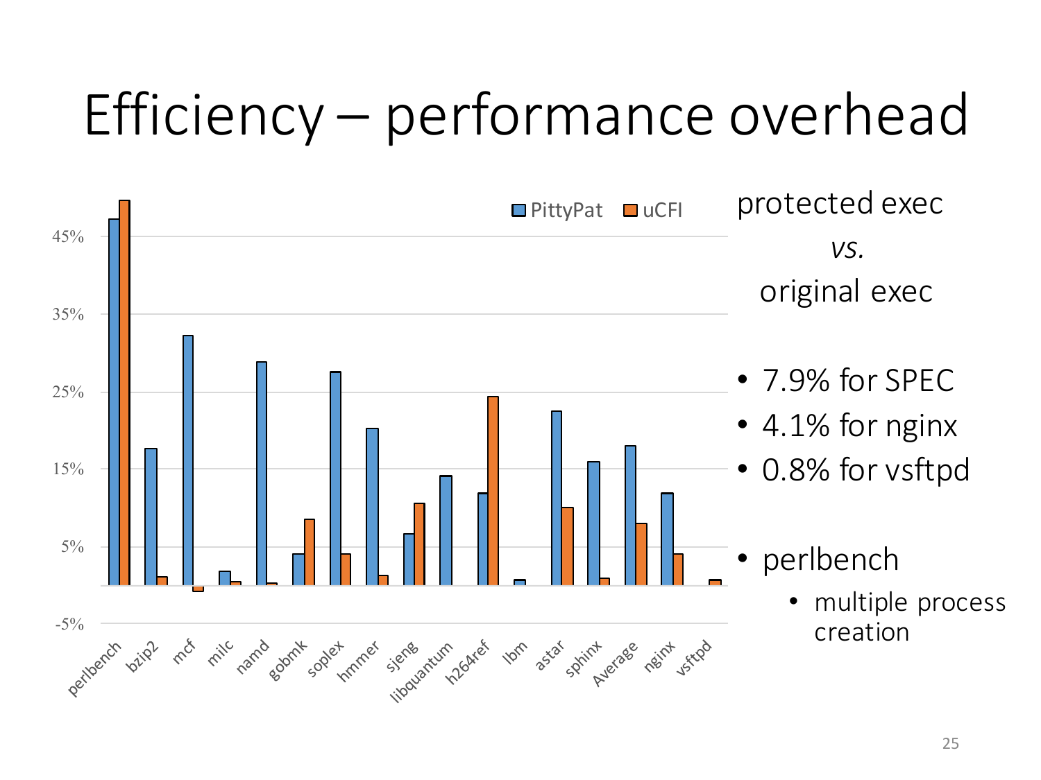# Efficiency – performance overhead

protected exec

*vs.*

original exec

- 7.9% for SPEC
- 4.1% for nginx
- 0.8% for vsftpd

- perlbench
  - multiple process creation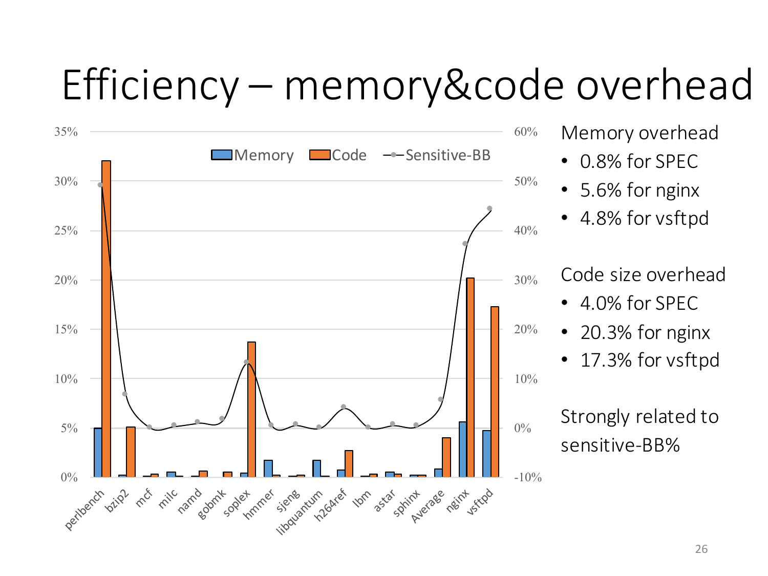# Efficiency – memory&code overhead

Memory overhead

- 0.8% for SPEC
- 5.6% for nginx
- 4.8% for vsftpd

Code size overhead

- 4.0% for SPEC
- 20.3% for nginx
- 17.3% for vsftpd

Strongly related to sensitive-BB%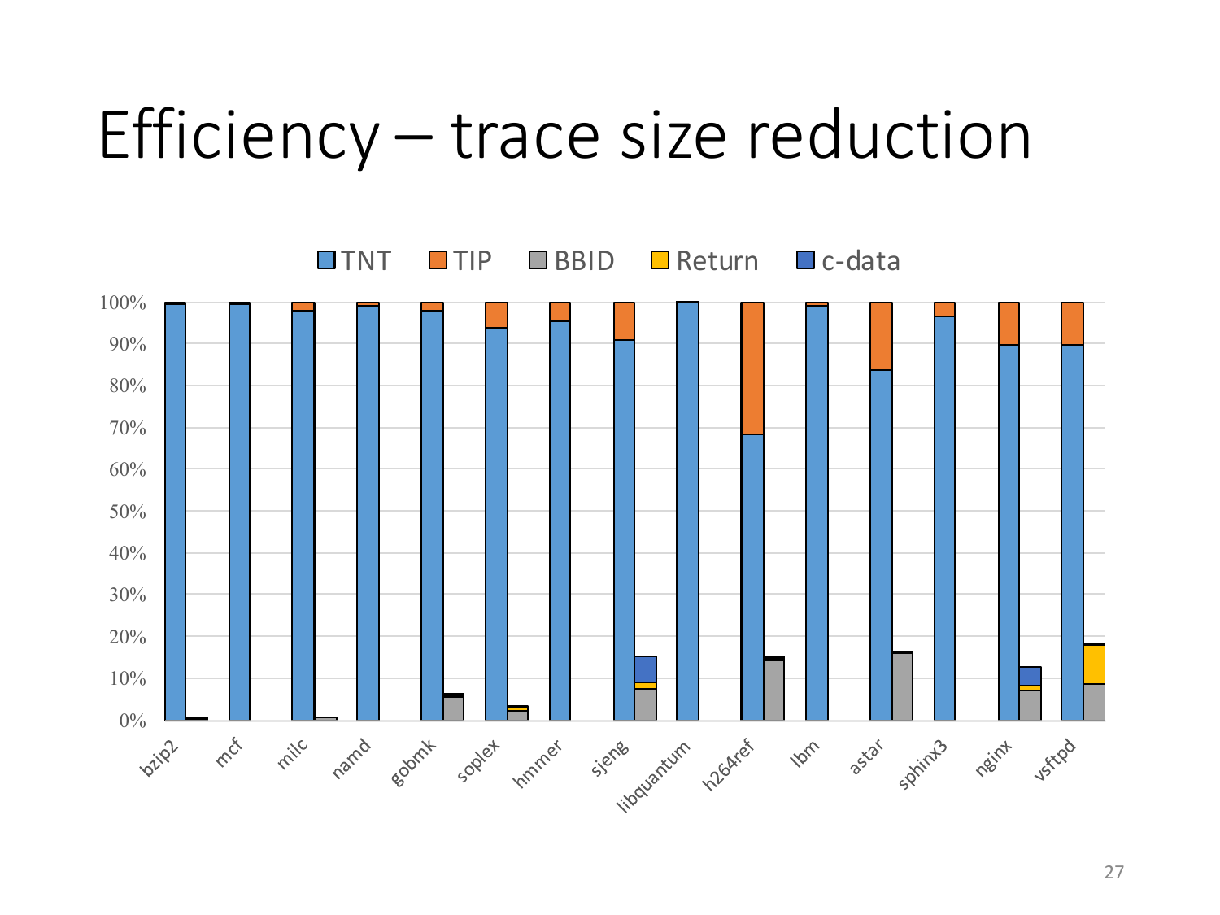# Efficiency – trace size reduction

TNT TIP BBID Return c-data

100%
90%
80%
70%
60%
50%
40%
30%
20%
10%
0%

bzip2 mcf milc namd gobmk soplex hmmer sjeng libquantum h264ref lbm astar sphinx3 nginx vsftpd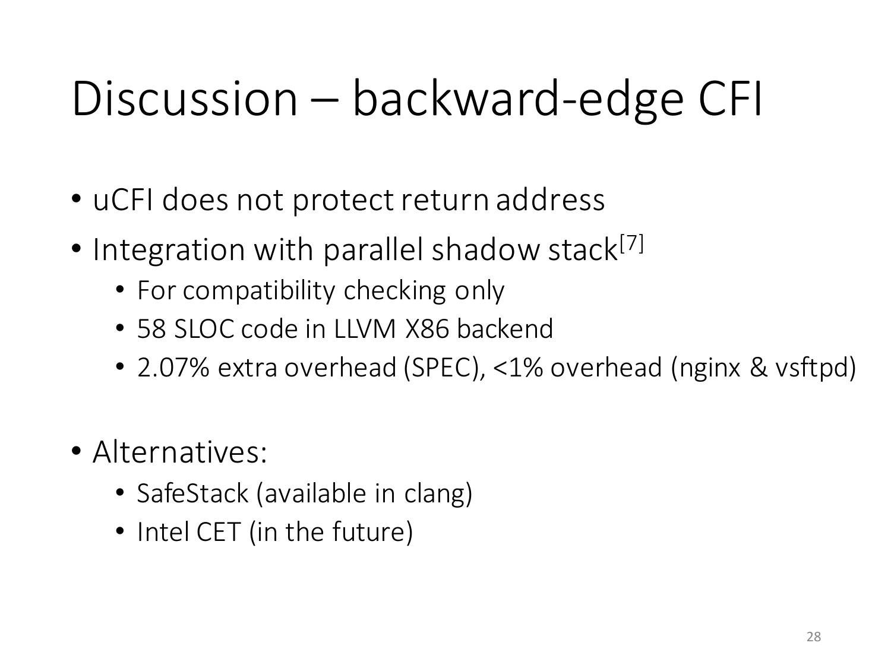# Discussion – backward-edge CFI

- uCFI does not protect return address
- Integration with parallel shadow stack[7]
  - For compatibility checking only
  - 58 SLOC code in LLVM X86 backend
  - 2.07% extra overhead (SPEC), <1% overhead (nginx & vsftpd)

- Alternatives:
  - SafeStack (available in clang)
  - Intel CET (in the future)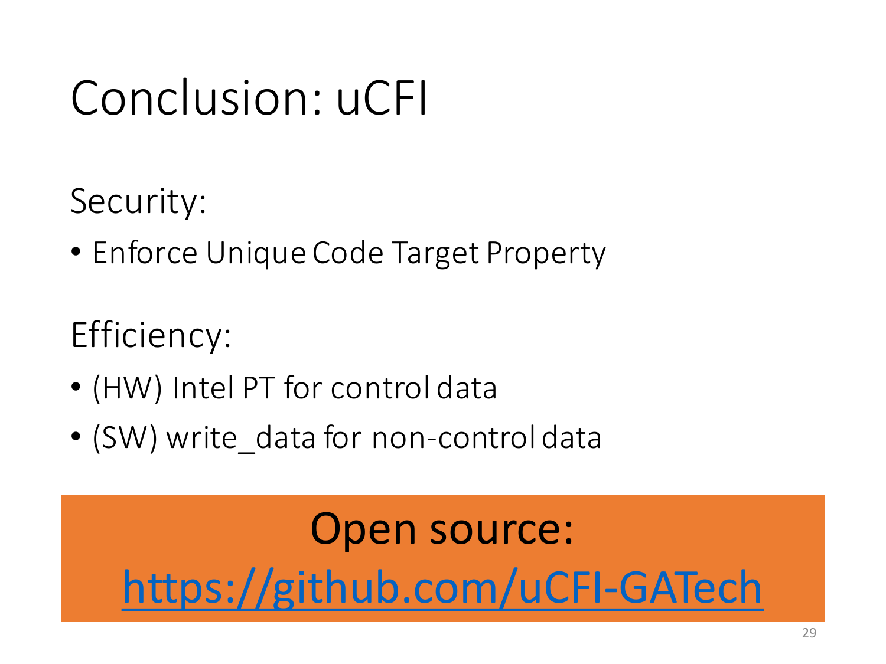# Conclusion: uCFI

Security:

- Enforce Unique Code Target Property

Efficiency:

- (HW) Intel PT for control data
- (SW) write_data for non-control data

**Open source:**

[https://github.com/uCFI-GATech](https://github.com/uCFI-GATech)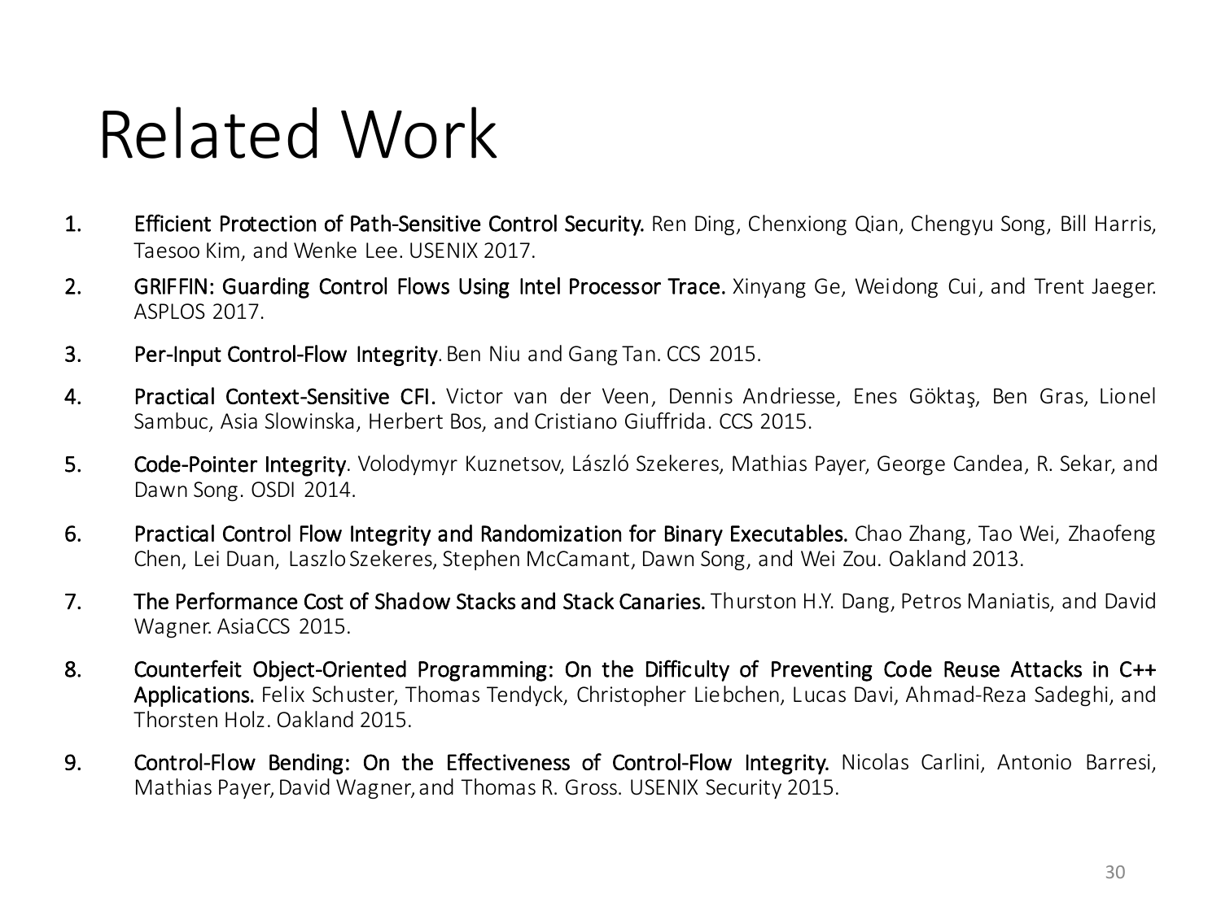# Related Work

1. **Efficient Protection of Path-Sensitive Control Security.** Ren Ding, Chenxiong Qian, Chengyu Song, Bill Harris, Taesoo Kim, and Wenke Lee. USENIX 2017.
2. **GRIFFIN: Guarding Control Flows Using Intel Processor Trace.** Xinyang Ge, Weidong Cui, and Trent Jaeger. ASPLOS 2017.
3. **Per-Input Control-Flow Integrity**. Ben Niu and Gang Tan. CCS 2015.
4. **Practical Context-Sensitive CFI.** Victor van der Veen, Dennis Andriesse, Enes Göktaş, Ben Gras, Lionel Sambuc, Asia Slowinska, Herbert Bos, and Cristiano Giuffrida. CCS 2015.
5. **Code-Pointer Integrity**. Volodymyr Kuznetsov, László Szekeres, Mathias Payer, George Candea, R. Sekar, and Dawn Song. OSDI 2014.
6. **Practical Control Flow Integrity and Randomization for Binary Executables.** Chao Zhang, Tao Wei, Zhaofeng Chen, Lei Duan, Laszlo Szekeres, Stephen McCamant, Dawn Song, and Wei Zou. Oakland 2013.
7. **The Performance Cost of Shadow Stacks and Stack Canaries.** Thurston H.Y. Dang, Petros Maniatis, and David Wagner. AsiaCCS 2015.
8. **Counterfeit Object-Oriented Programming: On the Difficulty of Preventing Code Reuse Attacks in C++ Applications.** Felix Schuster, Thomas Tendyck, Christopher Liebchen, Lucas Davi, Ahmad-Reza Sadeghi, and Thorsten Holz. Oakland 2015.
9. **Control-Flow Bending: On the Effectiveness of Control-Flow Integrity.** Nicolas Carlini, Antonio Barresi, Mathias Payer, David Wagner, and Thomas R. Gross. USENIX Security 2015.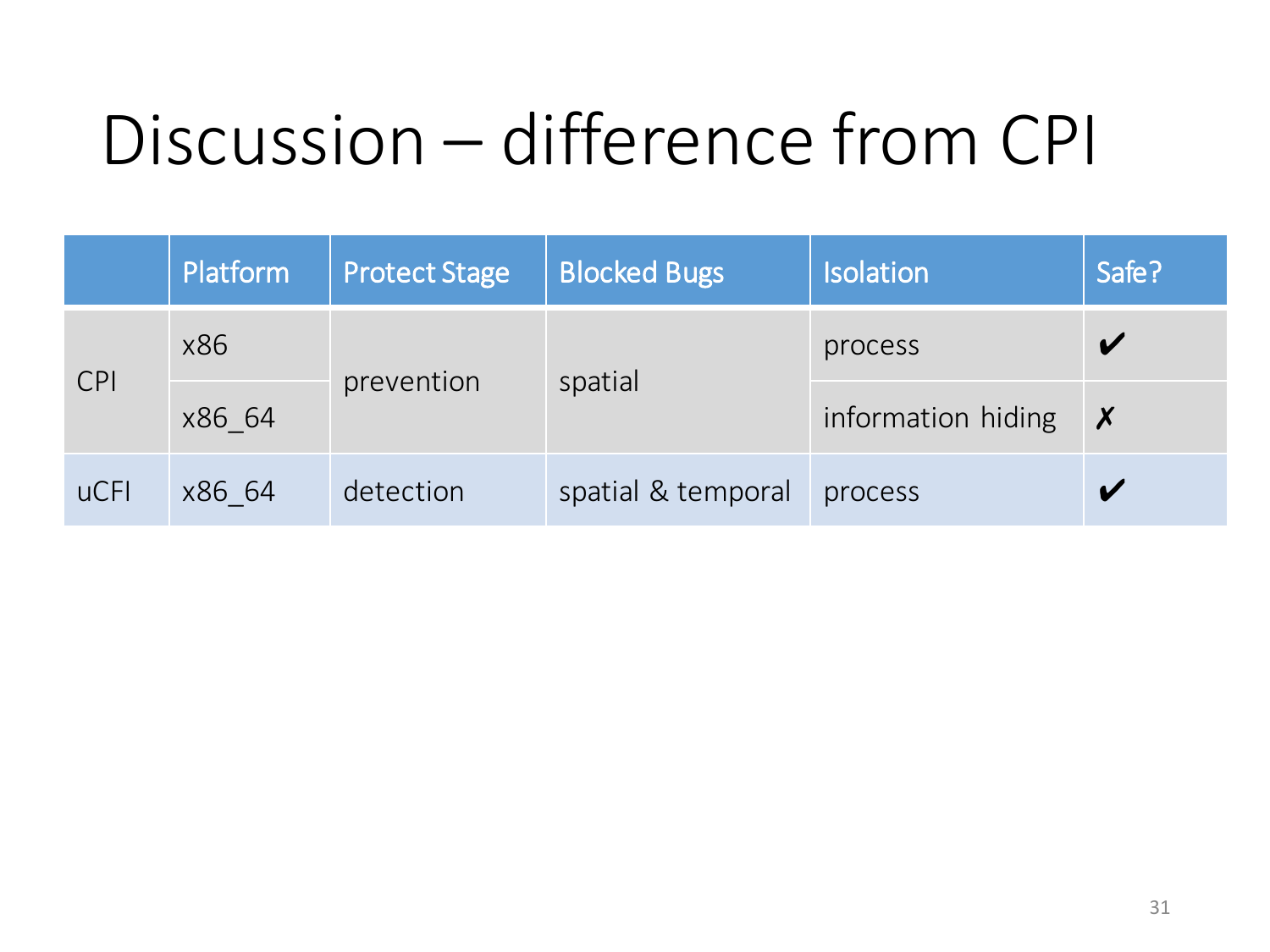# Discussion – difference from CPI

| | Platform | Protect Stage | Blocked Bugs | Isolation | Safe? |
|---|---|---|---|---|---|
| CPI | x86 | prevention | spatial | process | ✔ |
| | x86_64 | | | information hiding | ✗ |
| uCFI | x86_64 | detection | spatial & temporal | process | ✔ |